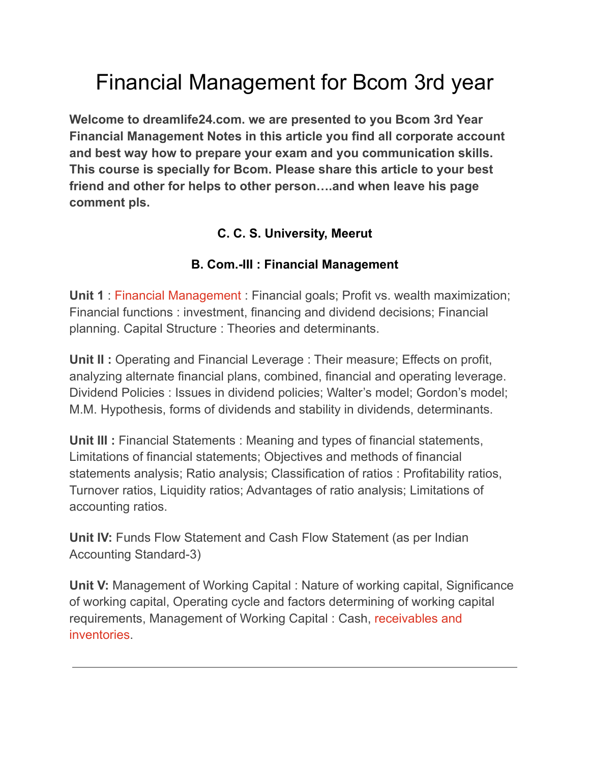# Financial Management for Bcom 3rd year

**Welcome to dreamlife24.com. we are presented to you Bcom 3rd Year Financial Management Notes in this article you find all corporate account and best way how to prepare your exam and you communication skills. This course is specially for Bcom. Please share this article to your best friend and other for helps to other person….and when leave his page comment pls.**

**C. C. S. University, Meerut**

**B. Com.-III : Financial Management**

**Unit 1** : Financial Management : Financial goals; Profit vs. wealth maximization; Financial functions : investment, financing and dividend decisions; Financial planning. Capital Structure : Theories and determinants.

**Unit II :** Operating and Financial Leverage : Their measure; Effects on profit, analyzing alternate financial plans, combined, financial and operating leverage. Dividend Policies : Issues in dividend policies; Walter's model; Gordon's model; M.M. Hypothesis, forms of dividends and stability in dividends, determinants.

**Unit III :** Financial Statements : Meaning and types of financial statements, Limitations of financial statements; Objectives and methods of financial statements analysis; Ratio analysis; Classification of ratios : Profitability ratios, Turnover ratios, Liquidity ratios; Advantages of ratio analysis; Limitations of accounting ratios.

**Unit IV:** Funds Flow Statement and Cash Flow Statement (as per Indian Accounting Standard-3)

**Unit V:** Management of Working Capital : Nature of working capital, Significance of working capital, Operating cycle and factors determining of working capital requirements, Management of Working Capital : Cash, receivables and inventories.

---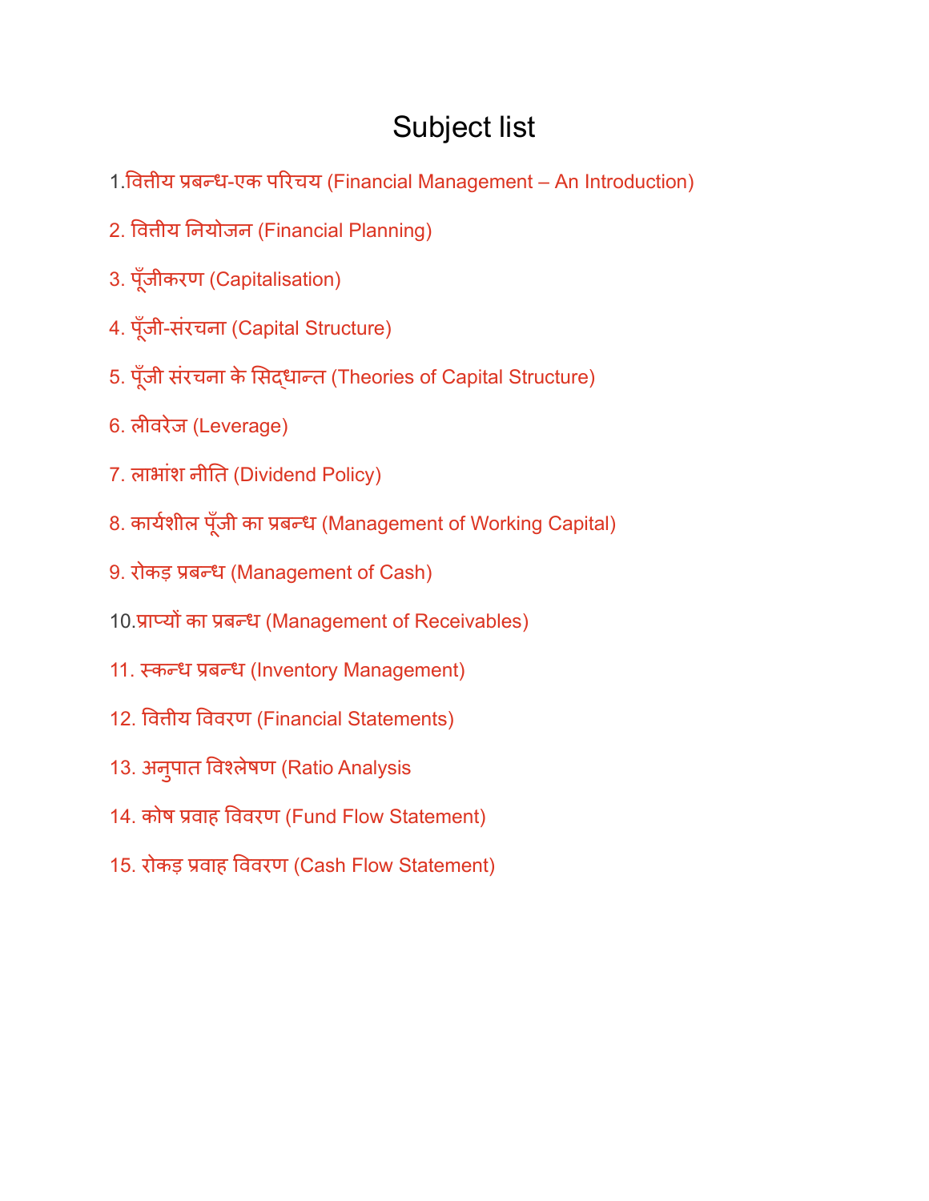# Subject list

1.वित्तीय प्रबन्ध-एक परिचय (Financial Management – An Introduction)

2. वित्तीय नियोजन (Financial Planning)

3. पूँजीकरण (Capitalisation)

4. पूँजी-संरचना (Capital Structure)

5. पूँजी संरचना के सिद्धान्त (Theories of Capital Structure)

6. लीवरेज (Leverage)

7. लाभांश नीति (Dividend Policy)

8. कार्यशील पूँजी का प्रबन्ध (Management of Working Capital)

9. रोकड़ प्रबन्ध (Management of Cash)

10.प्राप्यों का प्रबन्ध (Management of Receivables)

11. स्कन्ध प्रबन्ध (Inventory Management)

12. वित्तीय विवरण (Financial Statements)

13. अनुपात विश्लेषण (Ratio Analysis

14. कोष प्रवाह विवरण (Fund Flow Statement)

15. रोकड़ प्रवाह विवरण (Cash Flow Statement)